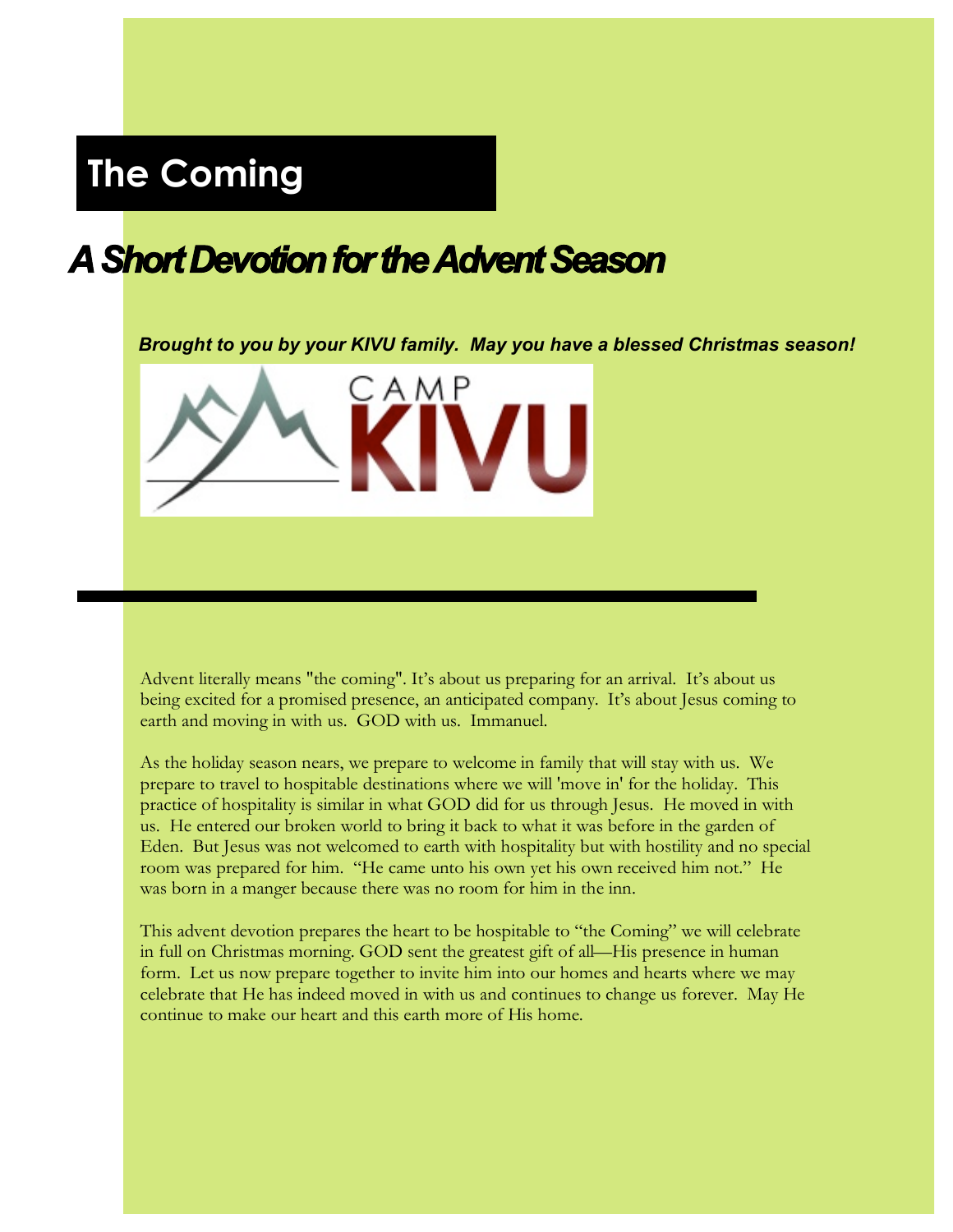# The Coming

## *A Short Devotion for the Advent Season*

***Brought to you by your KIVU family. May you have a blessed Christmas season!***

CAMP KIVU

Advent literally means "the coming". It's about us preparing for an arrival. It's about us being excited for a promised presence, an anticipated company. It's about Jesus coming to earth and moving in with us. GOD with us. Immanuel.

As the holiday season nears, we prepare to welcome in family that will stay with us. We prepare to travel to hospitable destinations where we will 'move in' for the holiday. This practice of hospitality is similar in what GOD did for us through Jesus. He moved in with us. He entered our broken world to bring it back to what it was before in the garden of Eden. But Jesus was not welcomed to earth with hospitality but with hostility and no special room was prepared for him. "He came unto his own yet his own received him not." He was born in a manger because there was no room for him in the inn.

This advent devotion prepares the heart to be hospitable to "the Coming" we will celebrate in full on Christmas morning. GOD sent the greatest gift of all—His presence in human form. Let us now prepare together to invite him into our homes and hearts where we may celebrate that He has indeed moved in with us and continues to change us forever. May He continue to make our heart and this earth more of His home.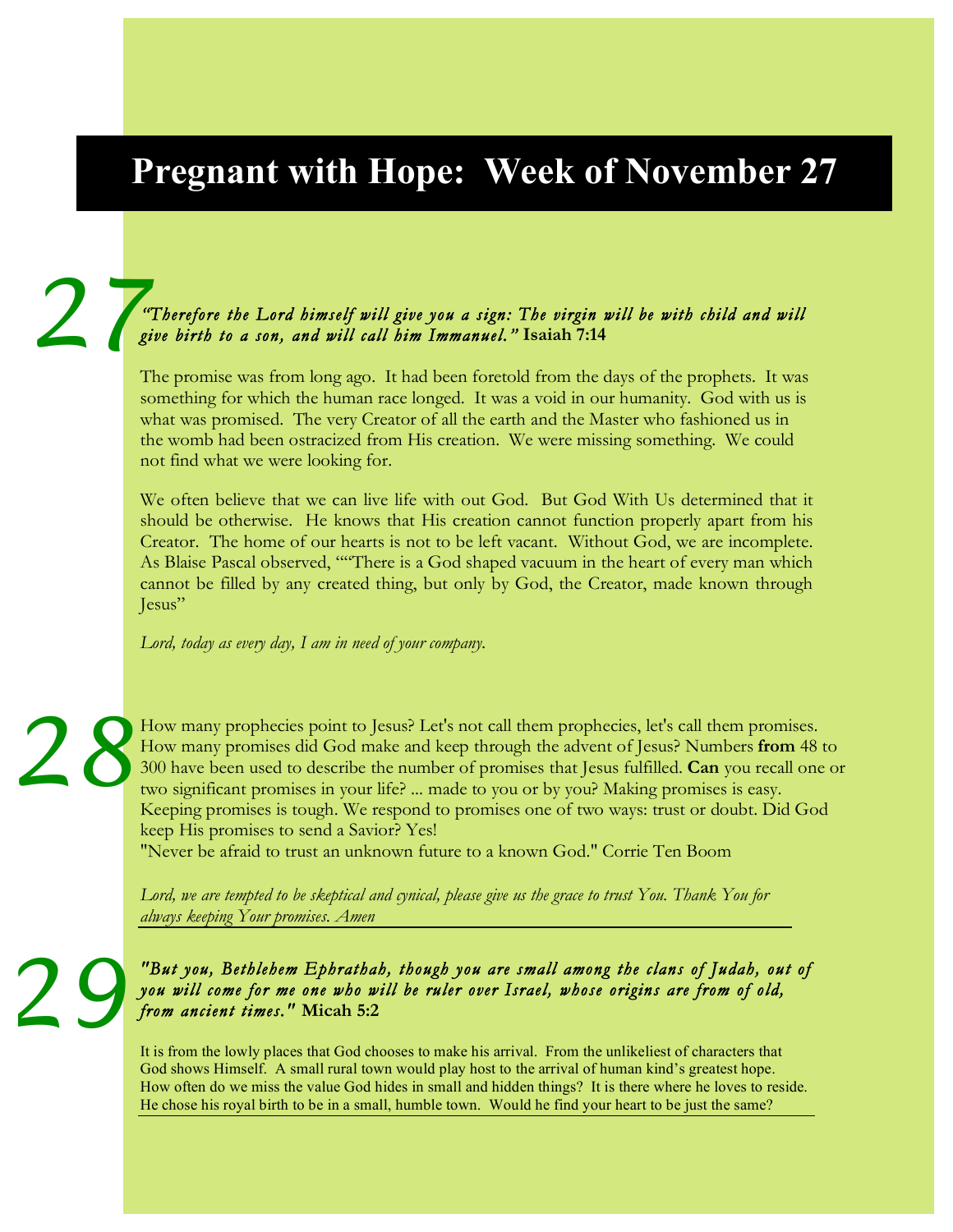# Pregnant with Hope: Week of November 27

## 27

*"Therefore the Lord himself will give you a sign: The virgin will be with child and will give birth to a son, and will call him Immanuel."* **Isaiah 7:14**

The promise was from long ago. It had been foretold from the days of the prophets. It was something for which the human race longed. It was a void in our humanity. God with us is what was promised. The very Creator of all the earth and the Master who fashioned us in the womb had been ostracized from His creation. We were missing something. We could not find what we were looking for.

We often believe that we can live life with out God. But God With Us determined that it should be otherwise. He knows that His creation cannot function properly apart from his Creator. The home of our hearts is not to be left vacant. Without God, we are incomplete. As Blaise Pascal observed, ""There is a God shaped vacuum in the heart of every man which cannot be filled by any created thing, but only by God, the Creator, made known through Jesus"

*Lord, today as every day, I am in need of your company.*

## 28

How many prophecies point to Jesus? Let's not call them prophecies, let's call them promises. How many promises did God make and keep through the advent of Jesus? Numbers **from** 48 to 300 have been used to describe the number of promises that Jesus fulfilled. **Can** you recall one or two significant promises in your life? ... made to you or by you? Making promises is easy. Keeping promises is tough. We respond to promises one of two ways: trust or doubt. Did God keep His promises to send a Savior? Yes!
"Never be afraid to trust an unknown future to a known God." Corrie Ten Boom

*Lord, we are tempted to be skeptical and cynical, please give us the grace to trust You. Thank You for always keeping Your promises. Amen*

## 29

*"But you, Bethlehem Ephrathah, though you are small among the clans of Judah, out of you will come for me one who will be ruler over Israel, whose origins are from of old, from ancient times."* **Micah 5:2**

It is from the lowly places that God chooses to make his arrival. From the unlikeliest of characters that God shows Himself. A small rural town would play host to the arrival of human kind's greatest hope. How often do we miss the value God hides in small and hidden things? It is there where he loves to reside. He chose his royal birth to be in a small, humble town. Would he find your heart to be just the same?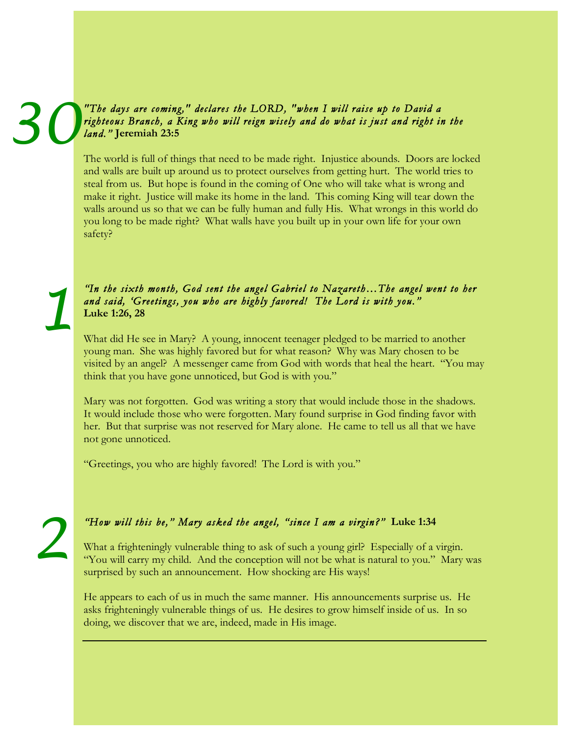# 30

*"The days are coming," declares the LORD, "when I will raise up to David a righteous Branch, a King who will reign wisely and do what is just and right in the land."* **Jeremiah 23:5**

The world is full of things that need to be made right. Injustice abounds. Doors are locked and walls are built up around us to protect ourselves from getting hurt. The world tries to steal from us. But hope is found in the coming of One who will take what is wrong and make it right. Justice will make its home in the land. This coming King will tear down the walls around us so that we can be fully human and fully His. What wrongs in this world do you long to be made right? What walls have you built up in your own life for your own safety?

# 1

*"In the sixth month, God sent the angel Gabriel to Nazareth…The angel went to her and said, 'Greetings, you who are highly favored! The Lord is with you."* **Luke 1:26, 28**

What did He see in Mary? A young, innocent teenager pledged to be married to another young man. She was highly favored but for what reason? Why was Mary chosen to be visited by an angel? A messenger came from God with words that heal the heart. "You may think that you have gone unnoticed, but God is with you."

Mary was not forgotten. God was writing a story that would include those in the shadows. It would include those who were forgotten. Mary found surprise in God finding favor with her. But that surprise was not reserved for Mary alone. He came to tell us all that we have not gone unnoticed.

"Greetings, you who are highly favored! The Lord is with you."

# 2

*"How will this be," Mary asked the angel, "since I am a virgin?"* **Luke 1:34**

What a frighteningly vulnerable thing to ask of such a young girl? Especially of a virgin. "You will carry my child. And the conception will not be what is natural to you." Mary was surprised by such an announcement. How shocking are His ways!

He appears to each of us in much the same manner. His announcements surprise us. He asks frighteningly vulnerable things of us. He desires to grow himself inside of us. In so doing, we discover that we are, indeed, made in His image.

---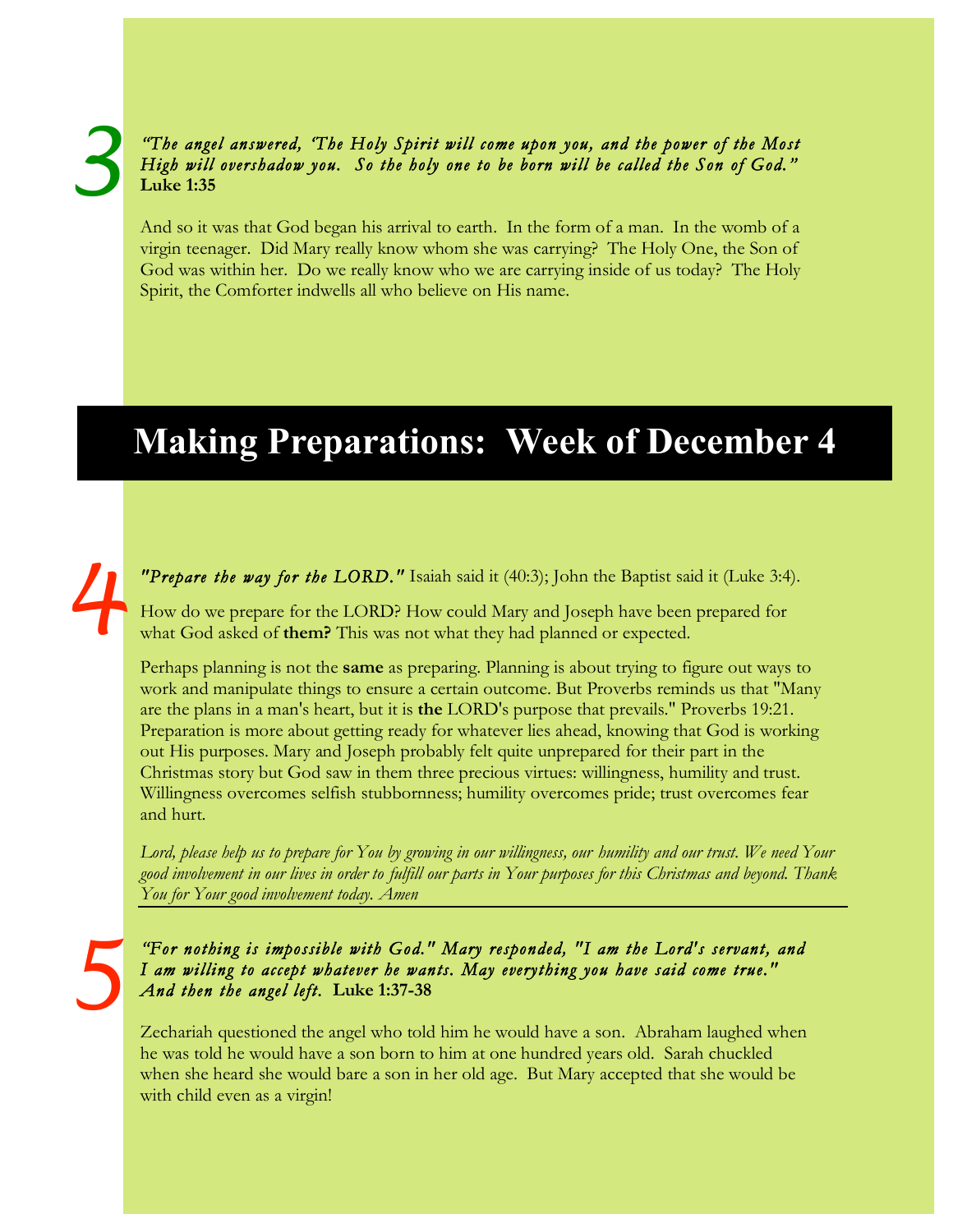3

*"The angel answered, 'The Holy Spirit will come upon you, and the power of the Most High will overshadow you. So the holy one to be born will be called the Son of God."* **Luke 1:35**

And so it was that God began his arrival to earth. In the form of a man. In the womb of a virgin teenager. Did Mary really know whom she was carrying? The Holy One, the Son of God was within her. Do we really know who we are carrying inside of us today? The Holy Spirit, the Comforter indwells all who believe on His name.

## Making Preparations: Week of December 4

4

*"Prepare the way for the LORD."* Isaiah said it (40:3); John the Baptist said it (Luke 3:4).

How do we prepare for the LORD? How could Mary and Joseph have been prepared for what God asked of **them?** This was not what they had planned or expected.

Perhaps planning is not the **same** as preparing. Planning is about trying to figure out ways to work and manipulate things to ensure a certain outcome. But Proverbs reminds us that "Many are the plans in a man's heart, but it is **the** LORD's purpose that prevails." Proverbs 19:21. Preparation is more about getting ready for whatever lies ahead, knowing that God is working out His purposes. Mary and Joseph probably felt quite unprepared for their part in the Christmas story but God saw in them three precious virtues: willingness, humility and trust. Willingness overcomes selfish stubbornness; humility overcomes pride; trust overcomes fear and hurt.

*Lord, please help us to prepare for You by growing in our willingness, our humility and our trust. We need Your good involvement in our lives in order to fulfill our parts in Your purposes for this Christmas and beyond. Thank You for Your good involvement today. Amen*

5

*"For nothing is impossible with God." Mary responded, "I am the Lord's servant, and I am willing to accept whatever he wants. May everything you have said come true." And then the angel left.* **Luke 1:37-38**

Zechariah questioned the angel who told him he would have a son. Abraham laughed when he was told he would have a son born to him at one hundred years old. Sarah chuckled when she heard she would bare a son in her old age. But Mary accepted that she would be with child even as a virgin!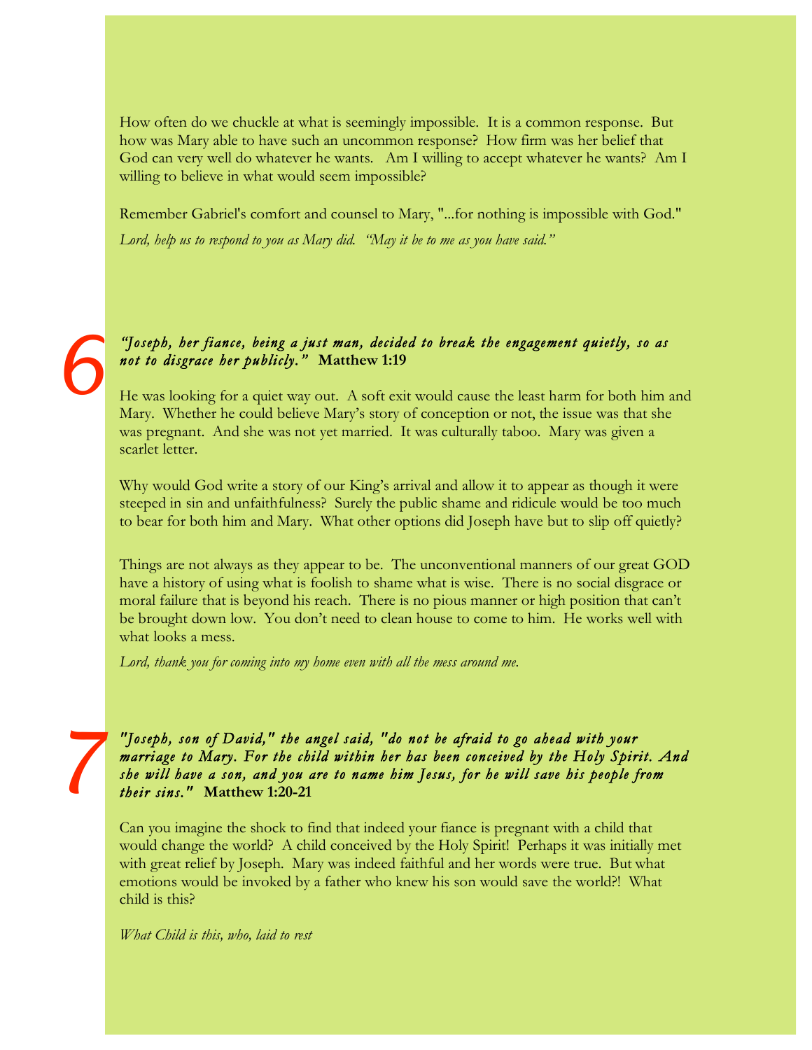How often do we chuckle at what is seemingly impossible. It is a common response. But how was Mary able to have such an uncommon response? How firm was her belief that God can very well do whatever he wants. Am I willing to accept whatever he wants? Am I willing to believe in what would seem impossible?

Remember Gabriel's comfort and counsel to Mary, "...for nothing is impossible with God."

*Lord, help us to respond to you as Mary did. "May it be to me as you have said."*

## 6

***"Joseph, her fiance, being a just man, decided to break the engagement quietly, so as not to disgrace her publicly."*** **Matthew 1:19**

He was looking for a quiet way out. A soft exit would cause the least harm for both him and Mary. Whether he could believe Mary's story of conception or not, the issue was that she was pregnant. And she was not yet married. It was culturally taboo. Mary was given a scarlet letter.

Why would God write a story of our King's arrival and allow it to appear as though it were steeped in sin and unfaithfulness? Surely the public shame and ridicule would be too much to bear for both him and Mary. What other options did Joseph have but to slip off quietly?

Things are not always as they appear to be. The unconventional manners of our great GOD have a history of using what is foolish to shame what is wise. There is no social disgrace or moral failure that is beyond his reach. There is no pious manner or high position that can't be brought down low. You don't need to clean house to come to him. He works well with what looks a mess.

*Lord, thank you for coming into my home even with all the mess around me.*

## 7

***"Joseph, son of David," the angel said, "do not be afraid to go ahead with your marriage to Mary. For the child within her has been conceived by the Holy Spirit. And she will have a son, and you are to name him Jesus, for he will save his people from their sins."*** **Matthew 1:20-21**

Can you imagine the shock to find that indeed your fiance is pregnant with a child that would change the world? A child conceived by the Holy Spirit! Perhaps it was initially met with great relief by Joseph. Mary was indeed faithful and her words were true. But what emotions would be invoked by a father who knew his son would save the world?! What child is this?

*What Child is this, who, laid to rest*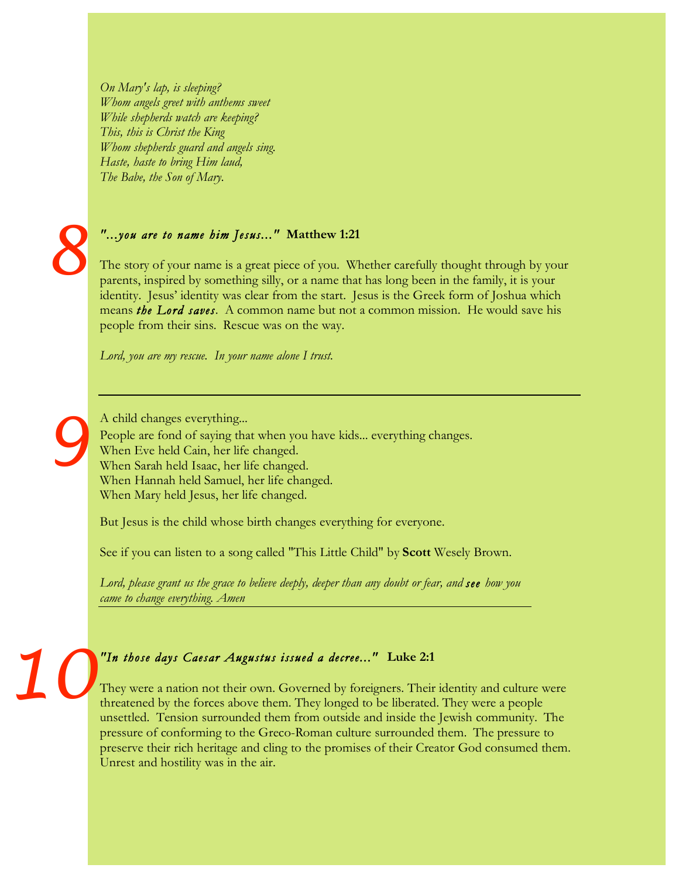*On Mary's lap, is sleeping?*
*Whom angels greet with anthems sweet*
*While shepherds watch are keeping?*
*This, this is Christ the King*
*Whom shepherds guard and angels sing.*
*Haste, haste to bring Him laud,*
*The Babe, the Son of Mary.*

## 8

***"...you are to name him Jesus..."*** **Matthew 1:21**

The story of your name is a great piece of you. Whether carefully thought through by your parents, inspired by something silly, or a name that has long been in the family, it is your identity. Jesus' identity was clear from the start. Jesus is the Greek form of Joshua which means ***the Lord saves***. A common name but not a common mission. He would save his people from their sins. Rescue was on the way.

*Lord, you are my rescue. In your name alone I trust.*

---

## 9

A child changes everything...
People are fond of saying that when you have kids... everything changes.
When Eve held Cain, her life changed.
When Sarah held Isaac, her life changed.
When Hannah held Samuel, her life changed.
When Mary held Jesus, her life changed.

But Jesus is the child whose birth changes everything for everyone.

See if you can listen to a song called "This Little Child" by **Scott** Wesely Brown.

*Lord, please grant us the grace to believe deeply, deeper than any doubt or fear, and* ***see*** *how you came to change everything. Amen*

---

## 10

***"In those days Caesar Augustus issued a decree..."*** **Luke 2:1**

They were a nation not their own. Governed by foreigners. Their identity and culture were threatened by the forces above them. They longed to be liberated. They were a people unsettled. Tension surrounded them from outside and inside the Jewish community. The pressure of conforming to the Greco-Roman culture surrounded them. The pressure to preserve their rich heritage and cling to the promises of their Creator God consumed them. Unrest and hostility was in the air.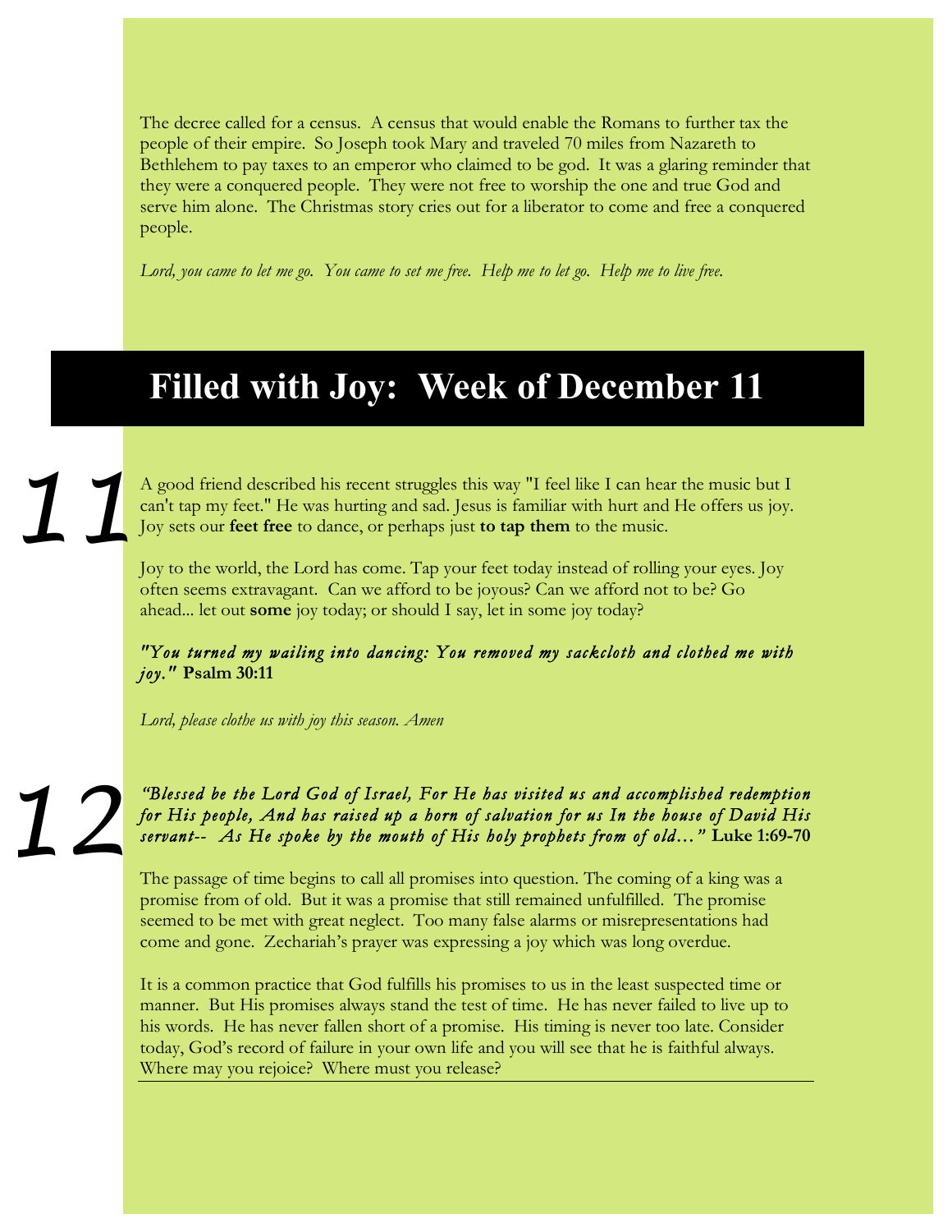The decree called for a census. A census that would enable the Romans to further tax the people of their empire. So Joseph took Mary and traveled 70 miles from Nazareth to Bethlehem to pay taxes to an emperor who claimed to be god. It was a glaring reminder that they were a conquered people. They were not free to worship the one and true God and serve him alone. The Christmas story cries out for a liberator to come and free a conquered people.

*Lord, you came to let me go. You came to set me free. Help me to let go. Help me to live free.*

# Filled with Joy: Week of December 11

## 11

A good friend described his recent struggles this way "I feel like I can hear the music but I can't tap my feet." He was hurting and sad. Jesus is familiar with hurt and He offers us joy. Joy sets our **feet free** to dance, or perhaps just **to tap them** to the music.

Joy to the world, the Lord has come. Tap your feet today instead of rolling your eyes. Joy often seems extravagant. Can we afford to be joyous? Can we afford not to be? Go ahead... let out **some** joy today; or should I say, let in some joy today?

***"You turned my wailing into dancing: You removed my sackcloth and clothed me with joy."*** **Psalm 30:11**

*Lord, please clothe us with joy this season. Amen*

## 12

***"Blessed be the Lord God of Israel, For He has visited us and accomplished redemption for His people, And has raised up a horn of salvation for us In the house of David His servant-- As He spoke by the mouth of His holy prophets from of old..."*** **Luke 1:69-70**

The passage of time begins to call all promises into question. The coming of a king was a promise from of old. But it was a promise that still remained unfulfilled. The promise seemed to be met with great neglect. Too many false alarms or misrepresentations had come and gone. Zechariah's prayer was expressing a joy which was long overdue.

It is a common practice that God fulfills his promises to us in the least suspected time or manner. But His promises always stand the test of time. He has never failed to live up to his words. He has never fallen short of a promise. His timing is never too late. Consider today, God's record of failure in your own life and you will see that he is faithful always. Where may you rejoice? Where must you release?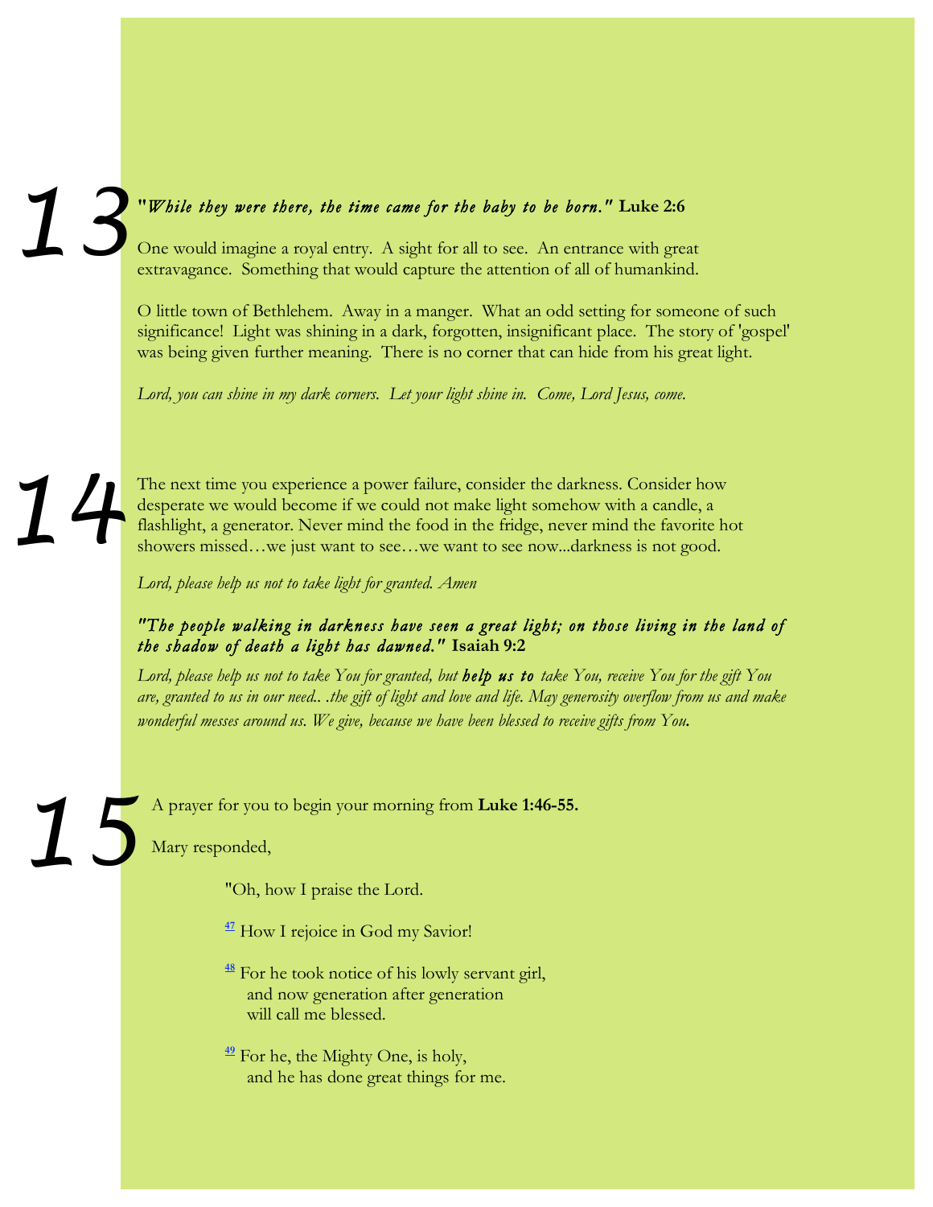# 13

"*While they were there, the time came for the baby to be born.*" **Luke 2:6**

One would imagine a royal entry.  A sight for all to see.  An entrance with great extravagance.  Something that would capture the attention of all of humankind.

O little town of Bethlehem.  Away in a manger.  What an odd setting for someone of such significance!  Light was shining in a dark, forgotten, insignificant place.  The story of 'gospel' was being given further meaning.  There is no corner that can hide from his great light.

*Lord, you can shine in my dark corners.  Let your light shine in.  Come, Lord Jesus, come.*

# 14

The next time you experience a power failure, consider the darkness. Consider how desperate we would become if we could not make light somehow with a candle, a flashlight, a generator. Never mind the food in the fridge, never mind the favorite hot showers missed…we just want to see…we want to see now...darkness is not good.

*Lord, please help us not to take light for granted. Amen*

***"The people walking in darkness have seen a great light; on those living in the land of the shadow of death a light has dawned."*** **Isaiah 9:2**

*Lord, please help us not to take You for granted, but* ***help us to*** *take You, receive You for the gift You are, granted to us in our need.. .the gift of light and love and life. May generosity overflow from us and make wonderful messes around us. We give, because we have been blessed to receive gifts from You.*

# 15

A prayer for you to begin your morning from **Luke 1:46-55.**

Mary responded,

> "Oh, how I praise the Lord.
>
> [47] How I rejoice in God my Savior!
>
> [48] For he took notice of his lowly servant girl,
> and now generation after generation
> will call me blessed.
>
> [49] For he, the Mighty One, is holy,
> and he has done great things for me.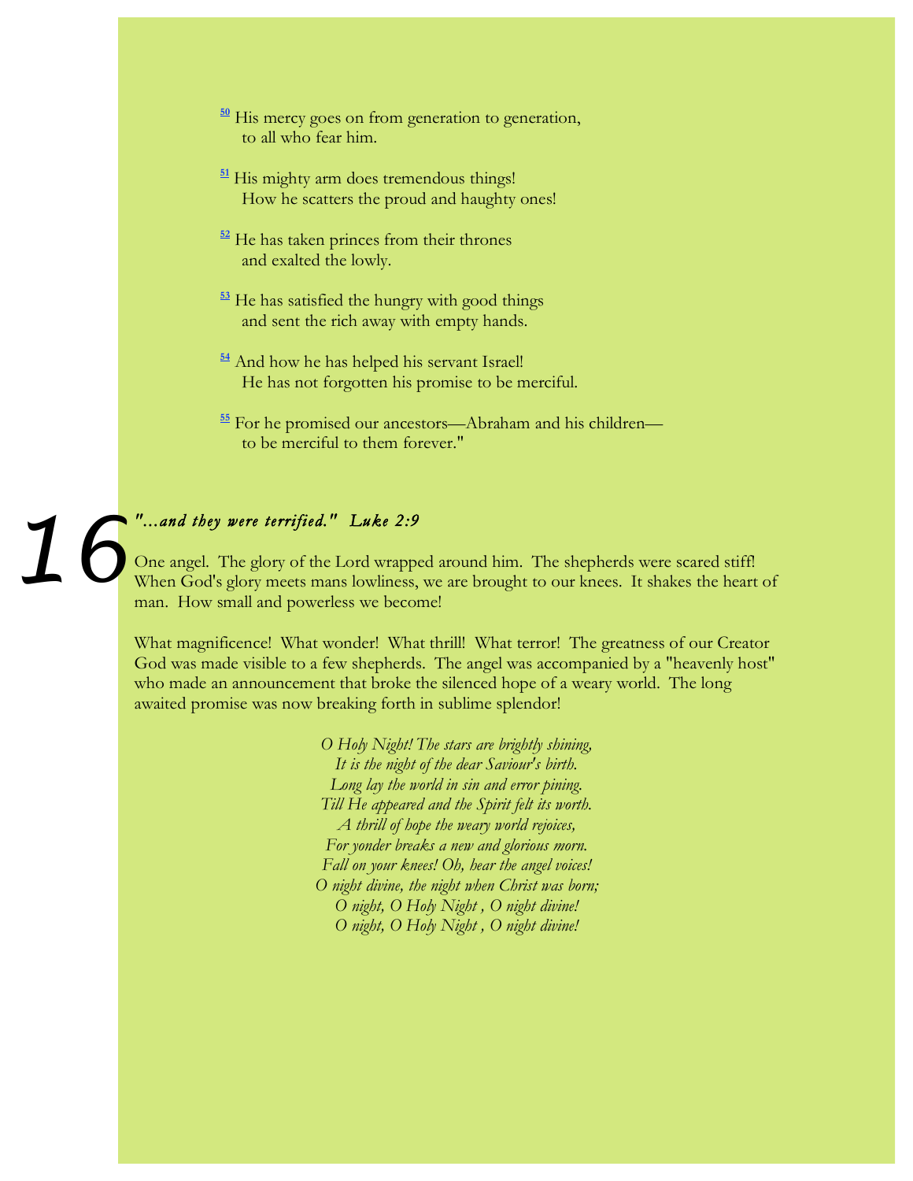[50] His mercy goes on from generation to generation,
to all who fear him.

[51] His mighty arm does tremendous things!
How he scatters the proud and haughty ones!

[52] He has taken princes from their thrones
and exalted the lowly.

[53] He has satisfied the hungry with good things
and sent the rich away with empty hands.

[54] And how he has helped his servant Israel!
He has not forgotten his promise to be merciful.

[55] For he promised our ancestors—Abraham and his children—
to be merciful to them forever."

# 16

***"...and they were terrified." Luke 2:9***

One angel. The glory of the Lord wrapped around him. The shepherds were scared stiff! When God's glory meets mans lowliness, we are brought to our knees. It shakes the heart of man. How small and powerless we become!

What magnificence! What wonder! What thrill! What terror! The greatness of our Creator God was made visible to a few shepherds. The angel was accompanied by a "heavenly host" who made an announcement that broke the silenced hope of a weary world. The long awaited promise was now breaking forth in sublime splendor!

*O Holy Night! The stars are brightly shining,*
*It is the night of the dear Saviour's birth.*
*Long lay the world in sin and error pining.*
*Till He appeared and the Spirit felt its worth.*
*A thrill of hope the weary world rejoices,*
*For yonder breaks a new and glorious morn.*
*Fall on your knees! Oh, hear the angel voices!*
*O night divine, the night when Christ was born;*
*O night, O Holy Night , O night divine!*
*O night, O Holy Night , O night divine!*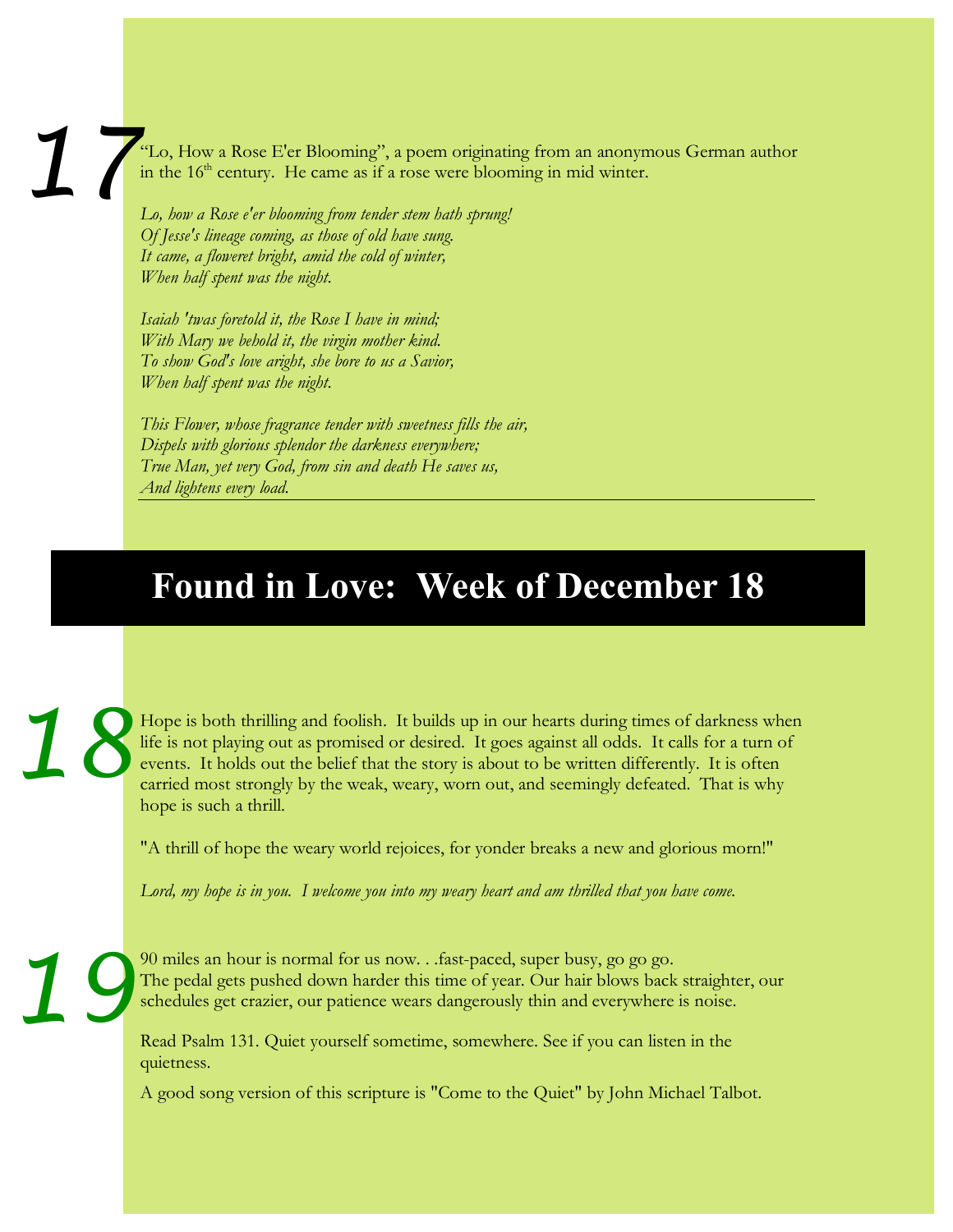**17**

"Lo, How a Rose E'er Blooming", a poem originating from an anonymous German author in the 16th century. He came as if a rose were blooming in mid winter.

*Lo, how a Rose e'er blooming from tender stem hath sprung!*
*Of Jesse's lineage coming, as those of old have sung.*
*It came, a floweret bright, amid the cold of winter,*
*When half spent was the night.*

*Isaiah 'twas foretold it, the Rose I have in mind;*
*With Mary we behold it, the virgin mother kind.*
*To show God's love aright, she bore to us a Savior,*
*When half spent was the night.*

*This Flower, whose fragrance tender with sweetness fills the air,*
*Dispels with glorious splendor the darkness everywhere;*
*True Man, yet very God, from sin and death He saves us,*
*And lightens every load.*

---

# Found in Love: Week of December 18

**18**

Hope is both thrilling and foolish. It builds up in our hearts during times of darkness when life is not playing out as promised or desired. It goes against all odds. It calls for a turn of events. It holds out the belief that the story is about to be written differently. It is often carried most strongly by the weak, weary, worn out, and seemingly defeated. That is why hope is such a thrill.

"A thrill of hope the weary world rejoices, for yonder breaks a new and glorious morn!"

*Lord, my hope is in you. I welcome you into my weary heart and am thrilled that you have come.*

**19**

90 miles an hour is normal for us now. . .fast-paced, super busy, go go go.
The pedal gets pushed down harder this time of year. Our hair blows back straighter, our schedules get crazier, our patience wears dangerously thin and everywhere is noise.

Read Psalm 131. Quiet yourself sometime, somewhere. See if you can listen in the quietness.

A good song version of this scripture is "Come to the Quiet" by John Michael Talbot.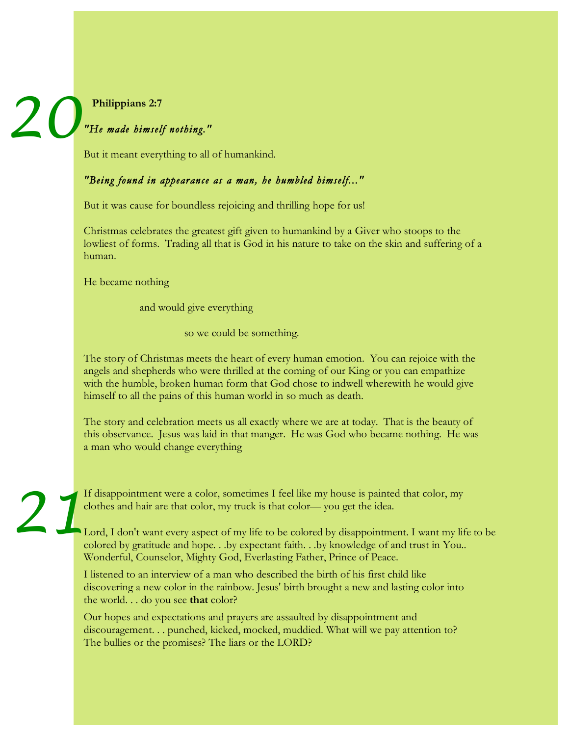# 20

**Philippians 2:7**

***"He made himself nothing."***

But it meant everything to all of humankind.

***"Being found in appearance as a man, he humbled himself..."***

But it was cause for boundless rejoicing and thrilling hope for us!

Christmas celebrates the greatest gift given to humankind by a Giver who stoops to the lowliest of forms. Trading all that is God in his nature to take on the skin and suffering of a human.

He became nothing

and would give everything

so we could be something.

The story of Christmas meets the heart of every human emotion. You can rejoice with the angels and shepherds who were thrilled at the coming of our King or you can empathize with the humble, broken human form that God chose to indwell wherewith he would give himself to all the pains of this human world in so much as death.

The story and celebration meets us all exactly where we are at today. That is the beauty of this observance. Jesus was laid in that manger. He was God who became nothing. He was a man who would change everything

# 21

If disappointment were a color, sometimes I feel like my house is painted that color, my clothes and hair are that color, my truck is that color— you get the idea.

Lord, I don't want every aspect of my life to be colored by disappointment. I want my life to be colored by gratitude and hope. . .by expectant faith. . .by knowledge of and trust in You.. Wonderful, Counselor, Mighty God, Everlasting Father, Prince of Peace.

I listened to an interview of a man who described the birth of his first child like discovering a new color in the rainbow. Jesus' birth brought a new and lasting color into the world. . . do you see **that** color?

Our hopes and expectations and prayers are assaulted by disappointment and discouragement. . . punched, kicked, mocked, muddied. What will we pay attention to? The bullies or the promises? The liars or the LORD?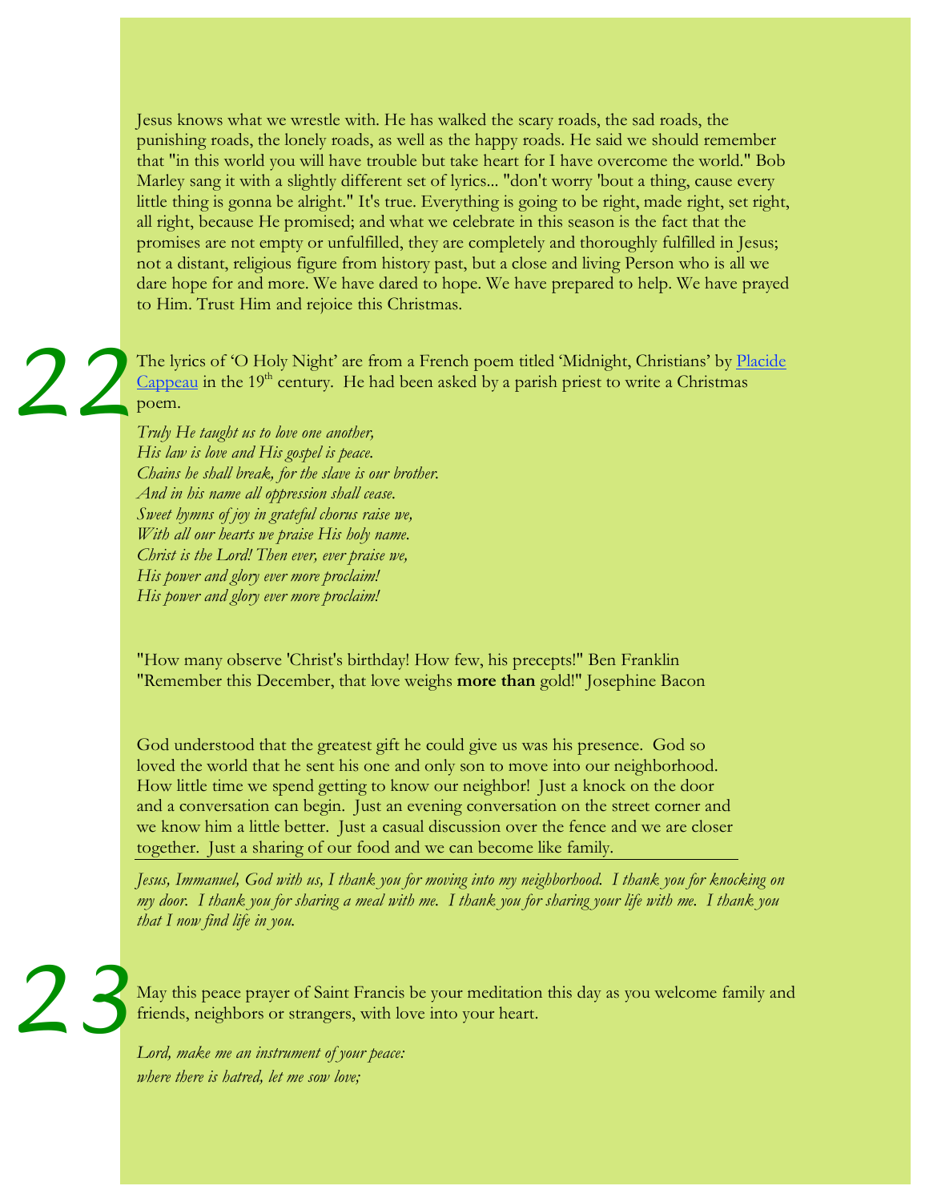Jesus knows what we wrestle with. He has walked the scary roads, the sad roads, the punishing roads, the lonely roads, as well as the happy roads. He said we should remember that "in this world you will have trouble but take heart for I have overcome the world." Bob Marley sang it with a slightly different set of lyrics... "don't worry 'bout a thing, cause every little thing is gonna be alright." It's true. Everything is going to be right, made right, set right, all right, because He promised; and what we celebrate in this season is the fact that the promises are not empty or unfulfilled, they are completely and thoroughly fulfilled in Jesus; not a distant, religious figure from history past, but a close and living Person who is all we dare hope for and more. We have dared to hope. We have prepared to help. We have prayed to Him. Trust Him and rejoice this Christmas.

## 22

The lyrics of 'O Holy Night' are from a French poem titled 'Midnight, Christians' by Placide Cappeau in the 19th century. He had been asked by a parish priest to write a Christmas poem.

*Truly He taught us to love one another,*
*His law is love and His gospel is peace.*
*Chains he shall break, for the slave is our brother.*
*And in his name all oppression shall cease.*
*Sweet hymns of joy in grateful chorus raise we,*
*With all our hearts we praise His holy name.*
*Christ is the Lord! Then ever, ever praise we,*
*His power and glory ever more proclaim!*
*His power and glory ever more proclaim!*

"How many observe 'Christ's birthday! How few, his precepts!" Ben Franklin
"Remember this December, that love weighs **more than** gold!" Josephine Bacon

God understood that the greatest gift he could give us was his presence. God so loved the world that he sent his one and only son to move into our neighborhood. How little time we spend getting to know our neighbor! Just a knock on the door and a conversation can begin. Just an evening conversation on the street corner and we know him a little better. Just a casual discussion over the fence and we are closer together. Just a sharing of our food and we can become like family.

*Jesus, Immanuel, God with us, I thank you for moving into my neighborhood. I thank you for knocking on my door. I thank you for sharing a meal with me. I thank you for sharing your life with me. I thank you that I now find life in you.*

## 23

May this peace prayer of Saint Francis be your meditation this day as you welcome family and friends, neighbors or strangers, with love into your heart.

*Lord, make me an instrument of your peace:*
*where there is hatred, let me sow love;*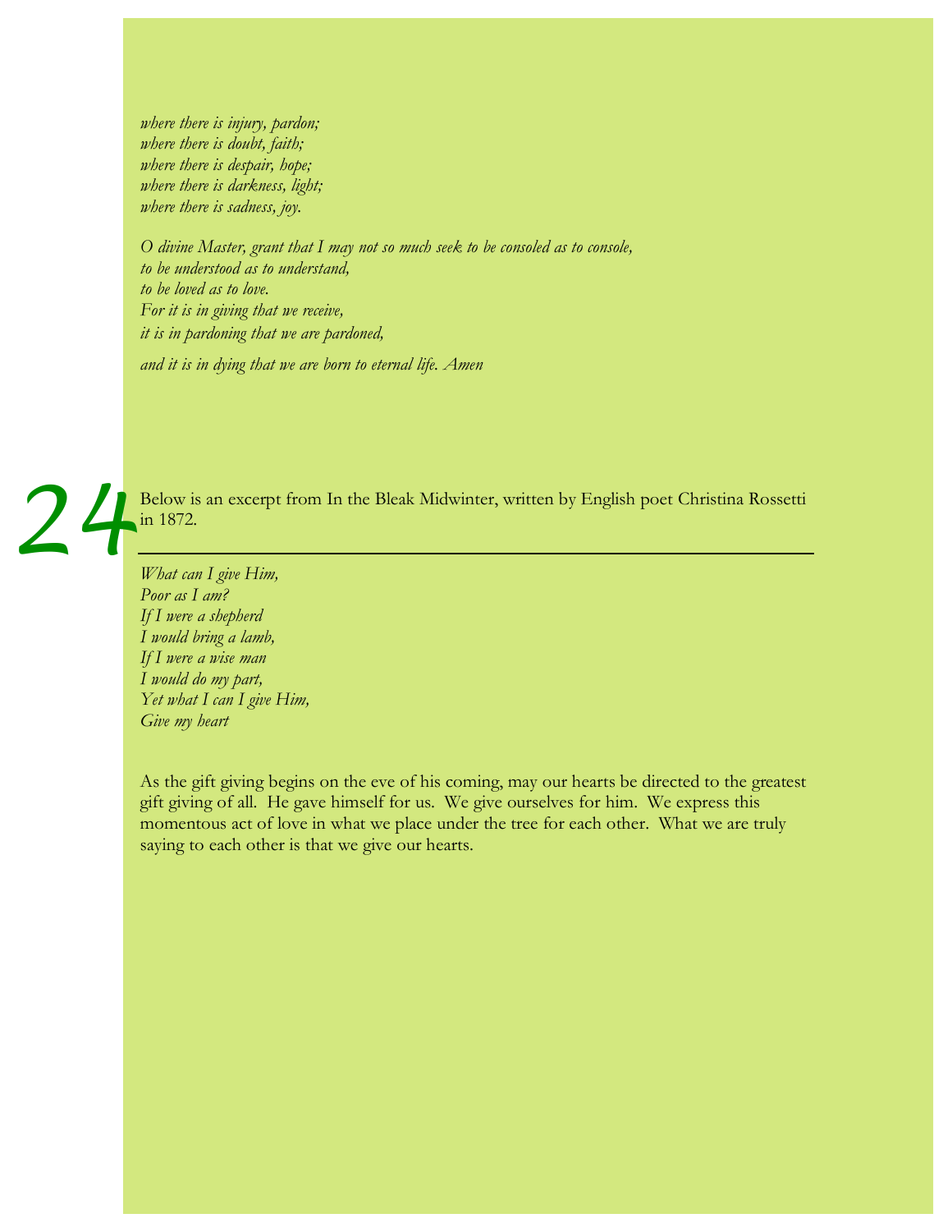*where there is injury, pardon;*
*where there is doubt, faith;*
*where there is despair, hope;*
*where there is darkness, light;*
*where there is sadness, joy.*

*O divine Master, grant that I may not so much seek to be consoled as to console,*
*to be understood as to understand,*
*to be loved as to love.*
*For it is in giving that we receive,*
*it is in pardoning that we are pardoned,*

*and it is in dying that we are born to eternal life. Amen*

# 24

Below is an excerpt from In the Bleak Midwinter, written by English poet Christina Rossetti in 1872.

---

*What can I give Him,*
*Poor as I am?*
*If I were a shepherd*
*I would bring a lamb,*
*If I were a wise man*
*I would do my part,*
*Yet what I can I give Him,*
*Give my heart*

As the gift giving begins on the eve of his coming, may our hearts be directed to the greatest gift giving of all. He gave himself for us. We give ourselves for him. We express this momentous act of love in what we place under the tree for each other. What we are truly saying to each other is that we give our hearts.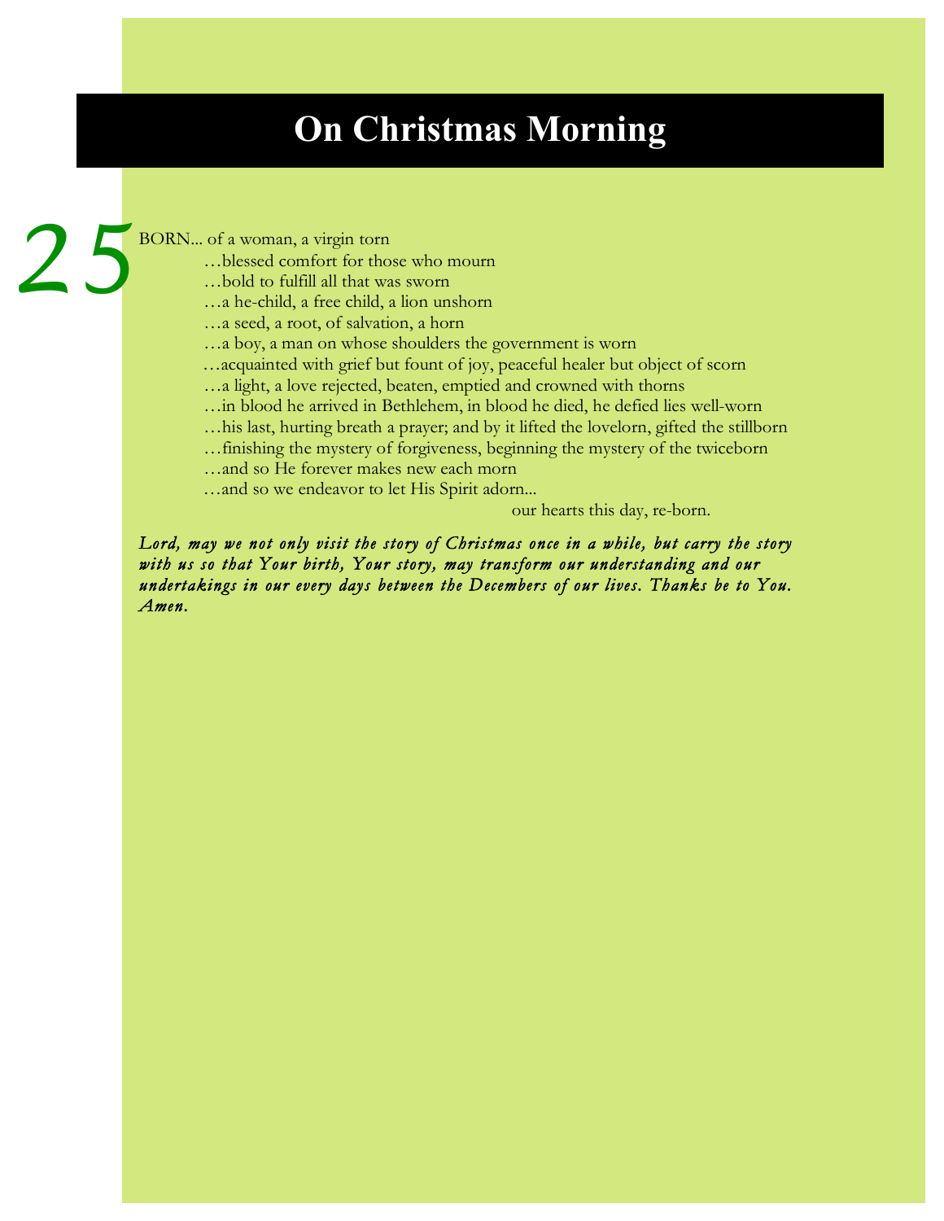# On Christmas Morning

25

BORN... of a woman, a virgin torn
…blessed comfort for those who mourn
…bold to fulfill all that was sworn
…a he-child, a free child, a lion unshorn
…a seed, a root, of salvation, a horn
…a boy, a man on whose shoulders the government is worn
…acquainted with grief but fount of joy, peaceful healer but object of scorn
…a light, a love rejected, beaten, emptied and crowned with thorns
…in blood he arrived in Bethlehem, in blood he died, he defied lies well-worn
…his last, hurting breath a prayer; and by it lifted the lovelorn, gifted the stillborn
…finishing the mystery of forgiveness, beginning the mystery of the twiceborn
…and so He forever makes new each morn
…and so we endeavor to let His Spirit adorn...
our hearts this day, re-born.

***Lord, may we not only visit the story of Christmas once in a while, but carry the story with us so that Your birth, Your story, may transform our understanding and our undertakings in our every days between the Decembers of our lives. Thanks be to You. Amen.***